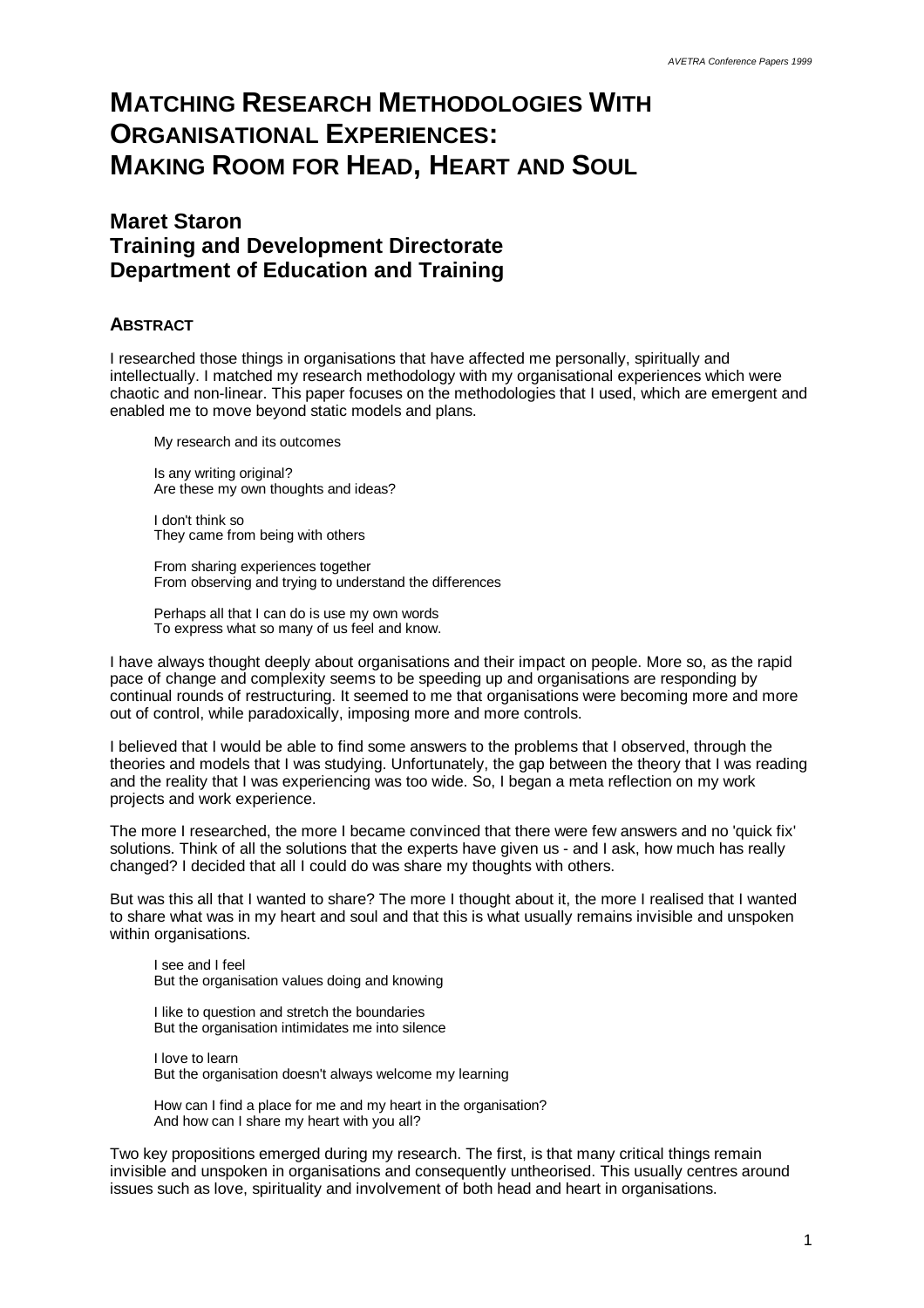# MATCHING RESEARCH METHODOLOGIES WITH ORGANISATIONAL EXPERIENCES: MAKING ROOM FOR HEAD, HEART AND SOUL

## Maret Staron
## Training and Development Directorate
## Department of Education and Training

### ABSTRACT

I researched those things in organisations that have affected me personally, spiritually and intellectually. I matched my research methodology with my organisational experiences which were chaotic and non-linear. This paper focuses on the methodologies that I used, which are emergent and enabled me to move beyond static models and plans.

> My research and its outcomes
>
> Is any writing original?
> Are these my own thoughts and ideas?
>
> I don't think so
> They came from being with others
>
> From sharing experiences together
> From observing and trying to understand the differences
>
> Perhaps all that I can do is use my own words
> To express what so many of us feel and know.

I have always thought deeply about organisations and their impact on people. More so, as the rapid pace of change and complexity seems to be speeding up and organisations are responding by continual rounds of restructuring. It seemed to me that organisations were becoming more and more out of control, while paradoxically, imposing more and more controls.

I believed that I would be able to find some answers to the problems that I observed, through the theories and models that I was studying. Unfortunately, the gap between the theory that I was reading and the reality that I was experiencing was too wide. So, I began a meta reflection on my work projects and work experience.

The more I researched, the more I became convinced that there were few answers and no 'quick fix' solutions. Think of all the solutions that the experts have given us - and I ask, how much has really changed? I decided that all I could do was share my thoughts with others.

But was this all that I wanted to share? The more I thought about it, the more I realised that I wanted to share what was in my heart and soul and that this is what usually remains invisible and unspoken within organisations.

> I see and I feel
> But the organisation values doing and knowing
>
> I like to question and stretch the boundaries
> But the organisation intimidates me into silence
>
> I love to learn
> But the organisation doesn't always welcome my learning
>
> How can I find a place for me and my heart in the organisation?
> And how can I share my heart with you all?

Two key propositions emerged during my research. The first, is that many critical things remain invisible and unspoken in organisations and consequently untheorised. This usually centres around issues such as love, spirituality and involvement of both head and heart in organisations.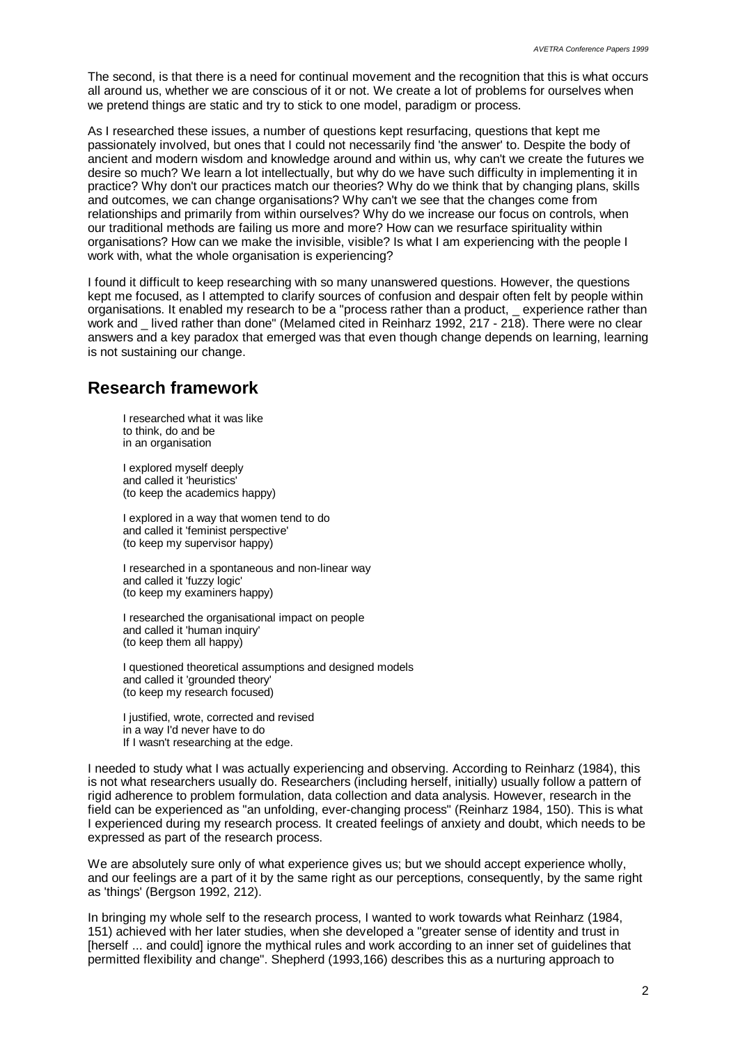The second, is that there is a need for continual movement and the recognition that this is what occurs all around us, whether we are conscious of it or not. We create a lot of problems for ourselves when we pretend things are static and try to stick to one model, paradigm or process.

As I researched these issues, a number of questions kept resurfacing, questions that kept me passionately involved, but ones that I could not necessarily find 'the answer' to. Despite the body of ancient and modern wisdom and knowledge around and within us, why can't we create the futures we desire so much? We learn a lot intellectually, but why do we have such difficulty in implementing it in practice? Why don't our practices match our theories? Why do we think that by changing plans, skills and outcomes, we can change organisations? Why can't we see that the changes come from relationships and primarily from within ourselves? Why do we increase our focus on controls, when our traditional methods are failing us more and more? How can we resurface spirituality within organisations? How can we make the invisible, visible? Is what I am experiencing with the people I work with, what the whole organisation is experiencing?

I found it difficult to keep researching with so many unanswered questions. However, the questions kept me focused, as I attempted to clarify sources of confusion and despair often felt by people within organisations. It enabled my research to be a "process rather than a product, _ experience rather than work and _ lived rather than done" (Melamed cited in Reinharz 1992, 217 - 218). There were no clear answers and a key paradox that emerged was that even though change depends on learning, learning is not sustaining our change.

## Research framework

> I researched what it was like
> to think, do and be
> in an organisation
>
> I explored myself deeply
> and called it 'heuristics'
> (to keep the academics happy)
>
> I explored in a way that women tend to do
> and called it 'feminist perspective'
> (to keep my supervisor happy)
>
> I researched in a spontaneous and non-linear way
> and called it 'fuzzy logic'
> (to keep my examiners happy)
>
> I researched the organisational impact on people
> and called it 'human inquiry'
> (to keep them all happy)
>
> I questioned theoretical assumptions and designed models
> and called it 'grounded theory'
> (to keep my research focused)
>
> I justified, wrote, corrected and revised
> in a way I'd never have to do
> If I wasn't researching at the edge.

I needed to study what I was actually experiencing and observing. According to Reinharz (1984), this is not what researchers usually do. Researchers (including herself, initially) usually follow a pattern of rigid adherence to problem formulation, data collection and data analysis. However, research in the field can be experienced as "an unfolding, ever-changing process" (Reinharz 1984, 150). This is what I experienced during my research process. It created feelings of anxiety and doubt, which needs to be expressed as part of the research process.

We are absolutely sure only of what experience gives us; but we should accept experience wholly, and our feelings are a part of it by the same right as our perceptions, consequently, by the same right as 'things' (Bergson 1992, 212).

In bringing my whole self to the research process, I wanted to work towards what Reinharz (1984, 151) achieved with her later studies, when she developed a "greater sense of identity and trust in [herself ... and could] ignore the mythical rules and work according to an inner set of guidelines that permitted flexibility and change". Shepherd (1993,166) describes this as a nurturing approach to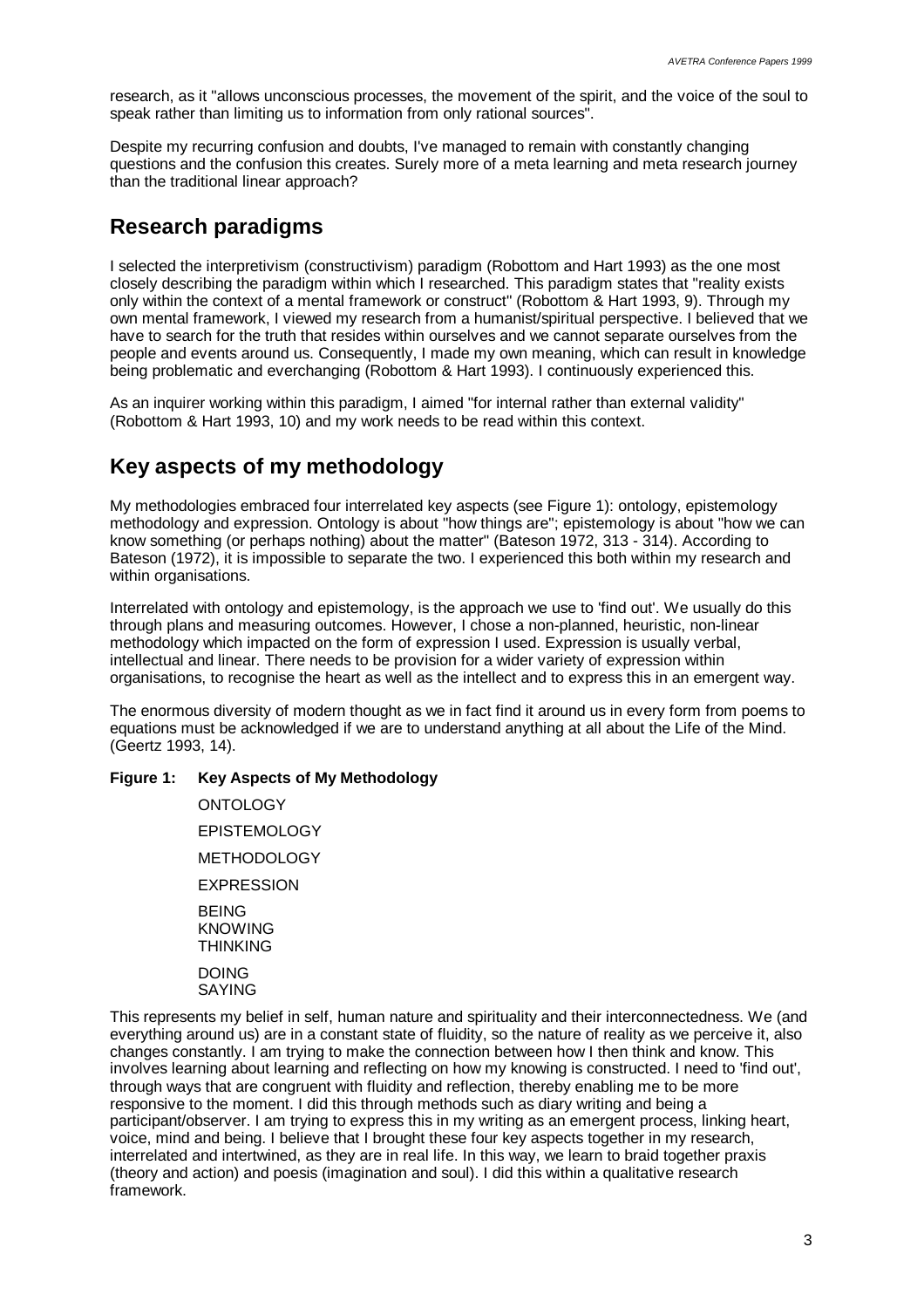research, as it "allows unconscious processes, the movement of the spirit, and the voice of the soul to speak rather than limiting us to information from only rational sources".

Despite my recurring confusion and doubts, I've managed to remain with constantly changing questions and the confusion this creates. Surely more of a meta learning and meta research journey than the traditional linear approach?

## Research paradigms

I selected the interpretivism (constructivism) paradigm (Robottom and Hart 1993) as the one most closely describing the paradigm within which I researched. This paradigm states that "reality exists only within the context of a mental framework or construct" (Robottom & Hart 1993, 9). Through my own mental framework, I viewed my research from a humanist/spiritual perspective. I believed that we have to search for the truth that resides within ourselves and we cannot separate ourselves from the people and events around us. Consequently, I made my own meaning, which can result in knowledge being problematic and everchanging (Robottom & Hart 1993). I continuously experienced this.

As an inquirer working within this paradigm, I aimed "for internal rather than external validity" (Robottom & Hart 1993, 10) and my work needs to be read within this context.

## Key aspects of my methodology

My methodologies embraced four interrelated key aspects (see Figure 1): ontology, epistemology methodology and expression. Ontology is about "how things are"; epistemology is about "how we can know something (or perhaps nothing) about the matter" (Bateson 1972, 313 - 314). According to Bateson (1972), it is impossible to separate the two. I experienced this both within my research and within organisations.

Interrelated with ontology and epistemology, is the approach we use to 'find out'. We usually do this through plans and measuring outcomes. However, I chose a non-planned, heuristic, non-linear methodology which impacted on the form of expression I used. Expression is usually verbal, intellectual and linear. There needs to be provision for a wider variety of expression within organisations, to recognise the heart as well as the intellect and to express this in an emergent way.

The enormous diversity of modern thought as we in fact find it around us in every form from poems to equations must be acknowledged if we are to understand anything at all about the Life of the Mind. (Geertz 1993, 14).

**Figure 1: Key Aspects of My Methodology**

ONTOLOGY

EPISTEMOLOGY

METHODOLOGY

EXPRESSION

BEING
KNOWING
THINKING

DOING
SAYING

This represents my belief in self, human nature and spirituality and their interconnectedness. We (and everything around us) are in a constant state of fluidity, so the nature of reality as we perceive it, also changes constantly. I am trying to make the connection between how I then think and know. This involves learning about learning and reflecting on how my knowing is constructed. I need to 'find out', through ways that are congruent with fluidity and reflection, thereby enabling me to be more responsive to the moment. I did this through methods such as diary writing and being a participant/observer. I am trying to express this in my writing as an emergent process, linking heart, voice, mind and being. I believe that I brought these four key aspects together in my research, interrelated and intertwined, as they are in real life. In this way, we learn to braid together praxis (theory and action) and poesis (imagination and soul). I did this within a qualitative research framework.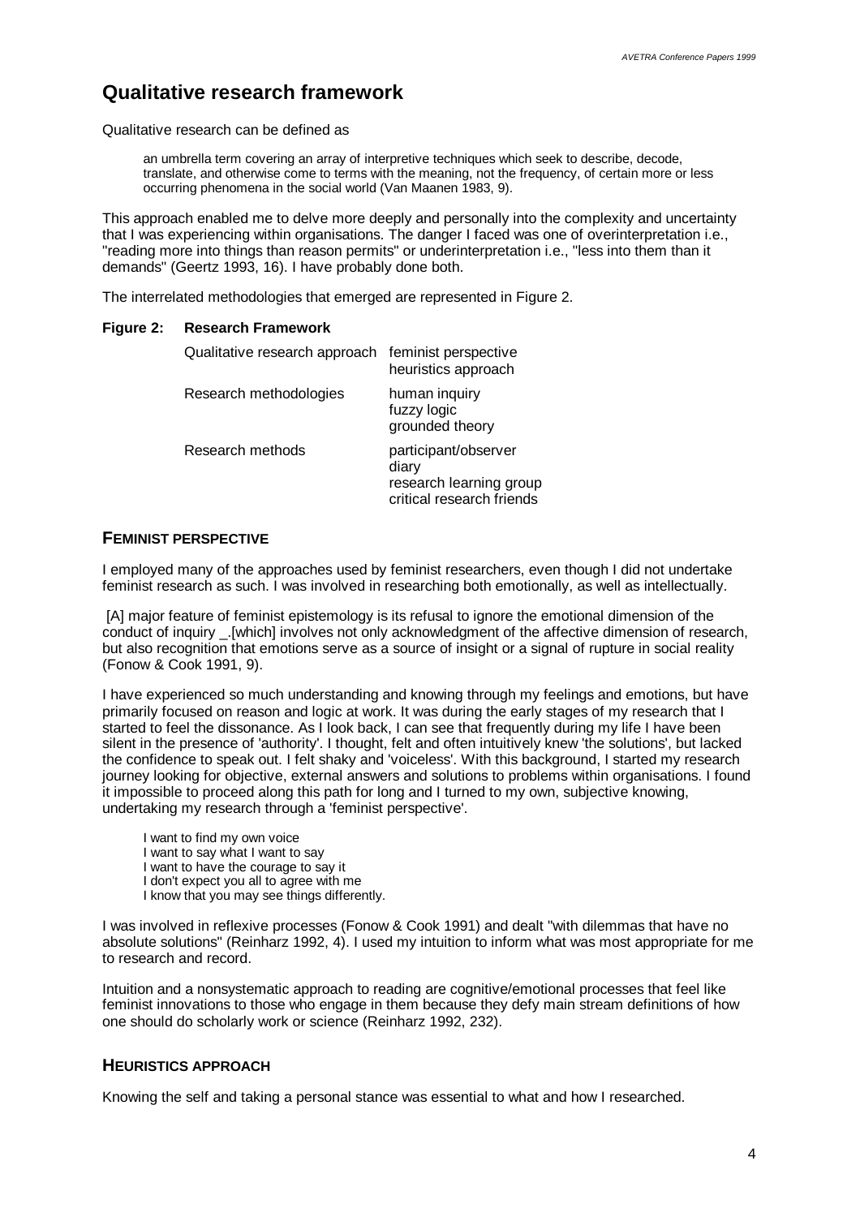## Qualitative research framework

Qualitative research can be defined as

> an umbrella term covering an array of interpretive techniques which seek to describe, decode, translate, and otherwise come to terms with the meaning, not the frequency, of certain more or less occurring phenomena in the social world (Van Maanen 1983, 9).

This approach enabled me to delve more deeply and personally into the complexity and uncertainty that I was experiencing within organisations. The danger I faced was one of overinterpretation i.e., "reading more into things than reason permits" or underinterpretation i.e., "less into them than it demands" (Geertz 1993, 16). I have probably done both.

The interrelated methodologies that emerged are represented in Figure 2.

**Figure 2: Research Framework**

| | |
|---|---|
| Qualitative research approach | feminist perspective<br>heuristics approach |
| Research methodologies | human inquiry<br>fuzzy logic<br>grounded theory |
| Research methods | participant/observer<br>diary<br>research learning group<br>critical research friends |

### FEMINIST PERSPECTIVE

I employed many of the approaches used by feminist researchers, even though I did not undertake feminist research as such. I was involved in researching both emotionally, as well as intellectually.

> [A] major feature of feminist epistemology is its refusal to ignore the emotional dimension of the conduct of inquiry _.[which] involves not only acknowledgment of the affective dimension of research, but also recognition that emotions serve as a source of insight or a signal of rupture in social reality (Fonow & Cook 1991, 9).

I have experienced so much understanding and knowing through my feelings and emotions, but have primarily focused on reason and logic at work. It was during the early stages of my research that I started to feel the dissonance. As I look back, I can see that frequently during my life I have been silent in the presence of 'authority'. I thought, felt and often intuitively knew 'the solutions', but lacked the confidence to speak out. I felt shaky and 'voiceless'. With this background, I started my research journey looking for objective, external answers and solutions to problems within organisations. I found it impossible to proceed along this path for long and I turned to my own, subjective knowing, undertaking my research through a 'feminist perspective'.

> I want to find my own voice  
> I want to say what I want to say  
> I want to have the courage to say it  
> I don't expect you all to agree with me  
> I know that you may see things differently.

I was involved in reflexive processes (Fonow & Cook 1991) and dealt "with dilemmas that have no absolute solutions" (Reinharz 1992, 4). I used my intuition to inform what was most appropriate for me to research and record.

> Intuition and a nonsystematic approach to reading are cognitive/emotional processes that feel like feminist innovations to those who engage in them because they defy main stream definitions of how one should do scholarly work or science (Reinharz 1992, 232).

### HEURISTICS APPROACH

Knowing the self and taking a personal stance was essential to what and how I researched.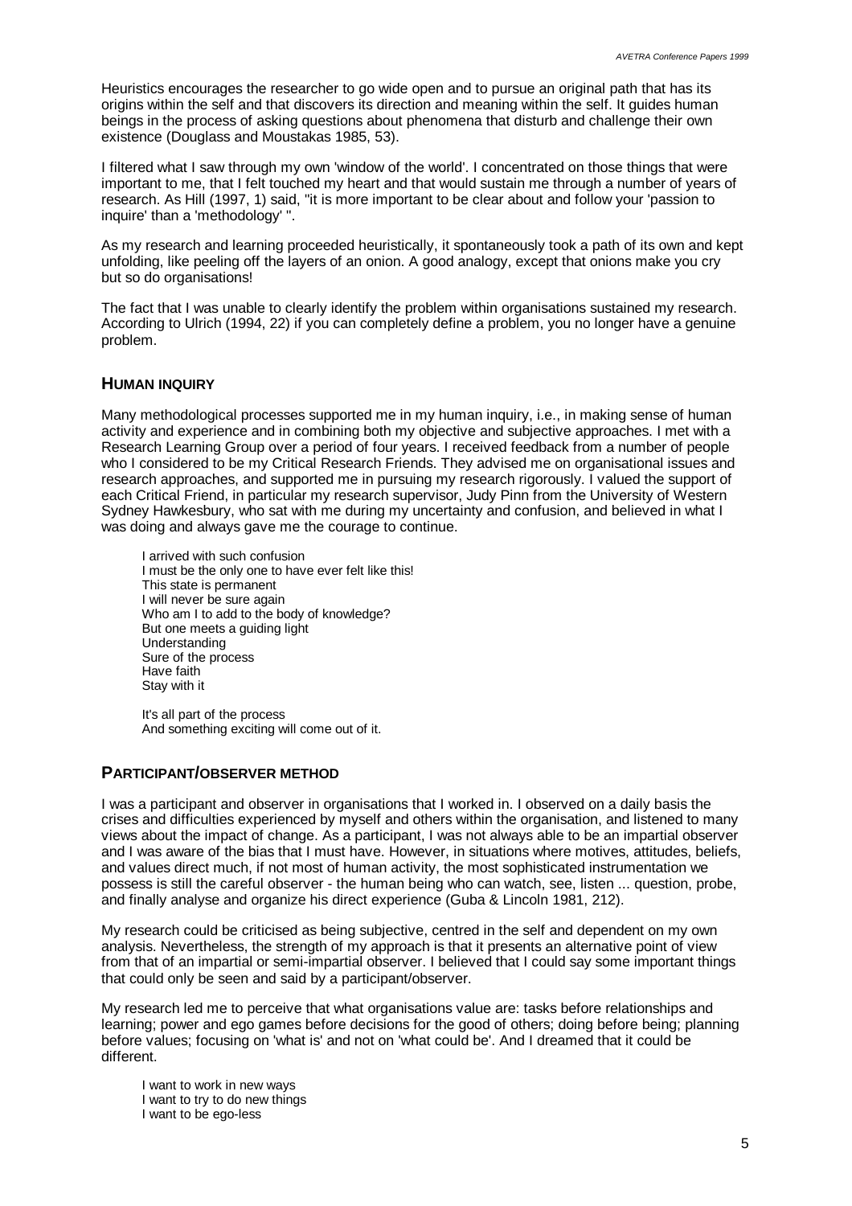Heuristics encourages the researcher to go wide open and to pursue an original path that has its origins within the self and that discovers its direction and meaning within the self. It guides human beings in the process of asking questions about phenomena that disturb and challenge their own existence (Douglass and Moustakas 1985, 53).

I filtered what I saw through my own 'window of the world'. I concentrated on those things that were important to me, that I felt touched my heart and that would sustain me through a number of years of research. As Hill (1997, 1) said, "it is more important to be clear about and follow your 'passion to inquire' than a 'methodology' ".

As my research and learning proceeded heuristically, it spontaneously took a path of its own and kept unfolding, like peeling off the layers of an onion. A good analogy, except that onions make you cry but so do organisations!

The fact that I was unable to clearly identify the problem within organisations sustained my research. According to Ulrich (1994, 22) if you can completely define a problem, you no longer have a genuine problem.

## HUMAN INQUIRY

Many methodological processes supported me in my human inquiry, i.e., in making sense of human activity and experience and in combining both my objective and subjective approaches. I met with a Research Learning Group over a period of four years. I received feedback from a number of people who I considered to be my Critical Research Friends. They advised me on organisational issues and research approaches, and supported me in pursuing my research rigorously. I valued the support of each Critical Friend, in particular my research supervisor, Judy Pinn from the University of Western Sydney Hawkesbury, who sat with me during my uncertainty and confusion, and believed in what I was doing and always gave me the courage to continue.

> I arrived with such confusion
> I must be the only one to have ever felt like this!
> This state is permanent
> I will never be sure again
> Who am I to add to the body of knowledge?
> But one meets a guiding light
> Understanding
> Sure of the process
> Have faith
> Stay with it
>
> It's all part of the process
> And something exciting will come out of it.

## PARTICIPANT/OBSERVER METHOD

I was a participant and observer in organisations that I worked in. I observed on a daily basis the crises and difficulties experienced by myself and others within the organisation, and listened to many views about the impact of change. As a participant, I was not always able to be an impartial observer and I was aware of the bias that I must have. However, in situations where motives, attitudes, beliefs, and values direct much, if not most of human activity, the most sophisticated instrumentation we possess is still the careful observer - the human being who can watch, see, listen ... question, probe, and finally analyse and organize his direct experience (Guba & Lincoln 1981, 212).

My research could be criticised as being subjective, centred in the self and dependent on my own analysis. Nevertheless, the strength of my approach is that it presents an alternative point of view from that of an impartial or semi-impartial observer. I believed that I could say some important things that could only be seen and said by a participant/observer.

My research led me to perceive that what organisations value are: tasks before relationships and learning; power and ego games before decisions for the good of others; doing before being; planning before values; focusing on 'what is' and not on 'what could be'. And I dreamed that it could be different.

> I want to work in new ways
> I want to try to do new things
> I want to be ego-less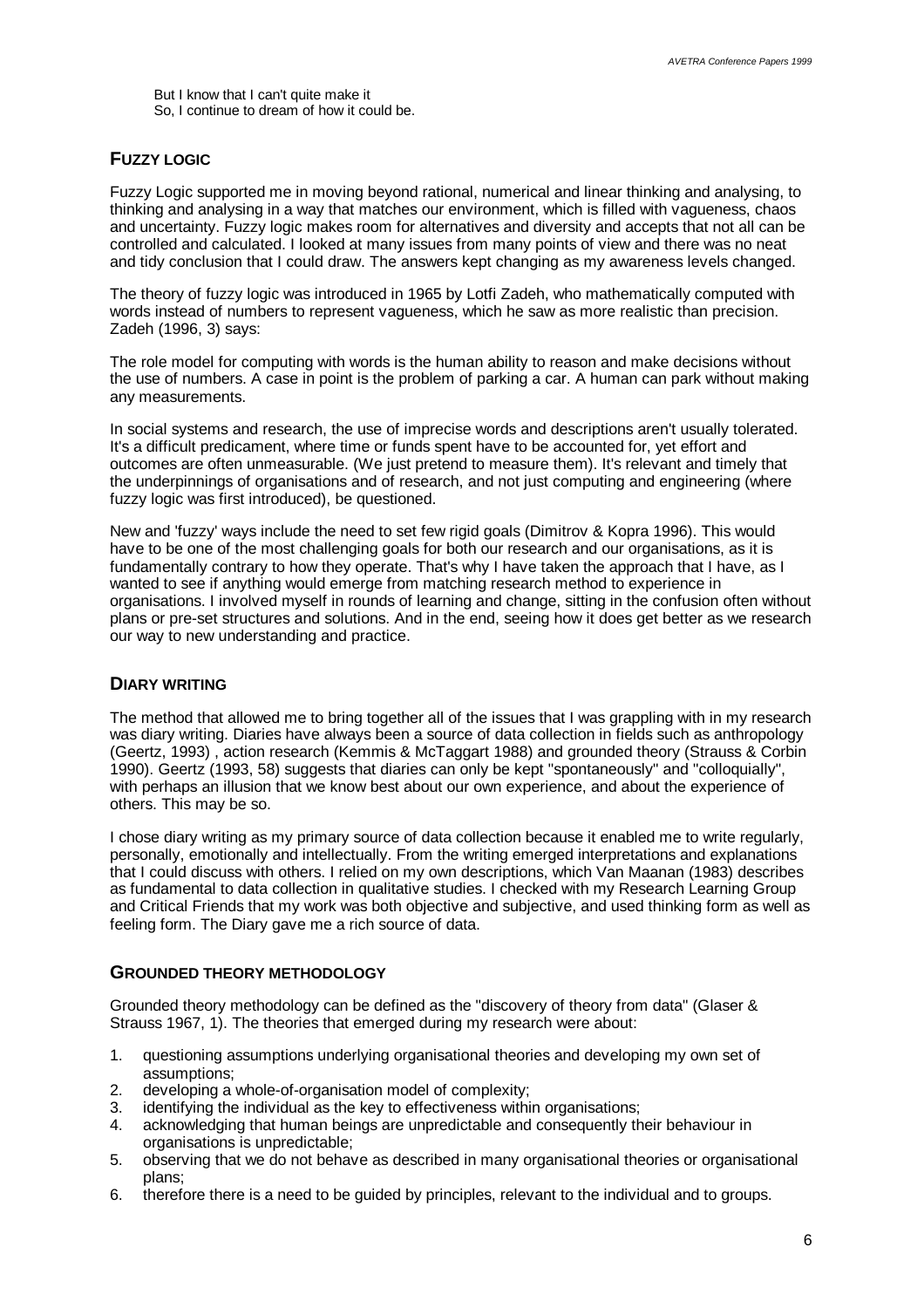But I know that I can't quite make it
So, I continue to dream of how it could be.

## FUZZY LOGIC

Fuzzy Logic supported me in moving beyond rational, numerical and linear thinking and analysing, to thinking and analysing in a way that matches our environment, which is filled with vagueness, chaos and uncertainty. Fuzzy logic makes room for alternatives and diversity and accepts that not all can be controlled and calculated. I looked at many issues from many points of view and there was no neat and tidy conclusion that I could draw. The answers kept changing as my awareness levels changed.

The theory of fuzzy logic was introduced in 1965 by Lotfi Zadeh, who mathematically computed with words instead of numbers to represent vagueness, which he saw as more realistic than precision. Zadeh (1996, 3) says:

The role model for computing with words is the human ability to reason and make decisions without the use of numbers. A case in point is the problem of parking a car. A human can park without making any measurements.

In social systems and research, the use of imprecise words and descriptions aren't usually tolerated. It's a difficult predicament, where time or funds spent have to be accounted for, yet effort and outcomes are often unmeasurable. (We just pretend to measure them). It's relevant and timely that the underpinnings of organisations and of research, and not just computing and engineering (where fuzzy logic was first introduced), be questioned.

New and 'fuzzy' ways include the need to set few rigid goals (Dimitrov & Kopra 1996). This would have to be one of the most challenging goals for both our research and our organisations, as it is fundamentally contrary to how they operate. That's why I have taken the approach that I have, as I wanted to see if anything would emerge from matching research method to experience in organisations. I involved myself in rounds of learning and change, sitting in the confusion often without plans or pre-set structures and solutions. And in the end, seeing how it does get better as we research our way to new understanding and practice.

## DIARY WRITING

The method that allowed me to bring together all of the issues that I was grappling with in my research was diary writing. Diaries have always been a source of data collection in fields such as anthropology (Geertz, 1993) , action research (Kemmis & McTaggart 1988) and grounded theory (Strauss & Corbin 1990). Geertz (1993, 58) suggests that diaries can only be kept "spontaneously" and "colloquially", with perhaps an illusion that we know best about our own experience, and about the experience of others. This may be so.

I chose diary writing as my primary source of data collection because it enabled me to write regularly, personally, emotionally and intellectually. From the writing emerged interpretations and explanations that I could discuss with others. I relied on my own descriptions, which Van Maanan (1983) describes as fundamental to data collection in qualitative studies. I checked with my Research Learning Group and Critical Friends that my work was both objective and subjective, and used thinking form as well as feeling form. The Diary gave me a rich source of data.

### GROUNDED THEORY METHODOLOGY

Grounded theory methodology can be defined as the "discovery of theory from data" (Glaser & Strauss 1967, 1). The theories that emerged during my research were about:

1. questioning assumptions underlying organisational theories and developing my own set of assumptions;
2. developing a whole-of-organisation model of complexity;
3. identifying the individual as the key to effectiveness within organisations;
4. acknowledging that human beings are unpredictable and consequently their behaviour in organisations is unpredictable;
5. observing that we do not behave as described in many organisational theories or organisational plans;
6. therefore there is a need to be guided by principles, relevant to the individual and to groups.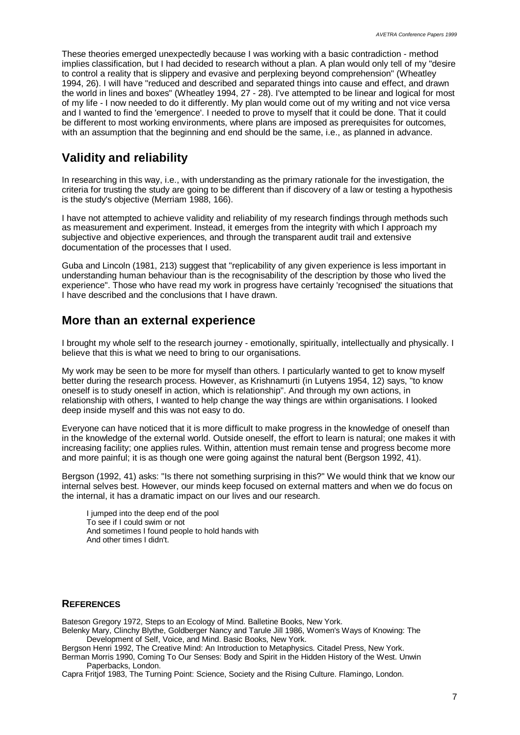These theories emerged unexpectedly because I was working with a basic contradiction - method implies classification, but I had decided to research without a plan. A plan would only tell of my "desire to control a reality that is slippery and evasive and perplexing beyond comprehension" (Wheatley 1994, 26). I will have "reduced and described and separated things into cause and effect, and drawn the world in lines and boxes" (Wheatley 1994, 27 - 28). I've attempted to be linear and logical for most of my life - I now needed to do it differently. My plan would come out of my writing and not vice versa and I wanted to find the 'emergence'. I needed to prove to myself that it could be done. That it could be different to most working environments, where plans are imposed as prerequisites for outcomes, with an assumption that the beginning and end should be the same, i.e., as planned in advance.

## Validity and reliability

In researching in this way, i.e., with understanding as the primary rationale for the investigation, the criteria for trusting the study are going to be different than if discovery of a law or testing a hypothesis is the study's objective (Merriam 1988, 166).

I have not attempted to achieve validity and reliability of my research findings through methods such as measurement and experiment. Instead, it emerges from the integrity with which I approach my subjective and objective experiences, and through the transparent audit trail and extensive documentation of the processes that I used.

Guba and Lincoln (1981, 213) suggest that "replicability of any given experience is less important in understanding human behaviour than is the recognisability of the description by those who lived the experience". Those who have read my work in progress have certainly 'recognised' the situations that I have described and the conclusions that I have drawn.

## More than an external experience

I brought my whole self to the research journey - emotionally, spiritually, intellectually and physically. I believe that this is what we need to bring to our organisations.

My work may be seen to be more for myself than others. I particularly wanted to get to know myself better during the research process. However, as Krishnamurti (in Lutyens 1954, 12) says, "to know oneself is to study oneself in action, which is relationship". And through my own actions, in relationship with others, I wanted to help change the way things are within organisations. I looked deep inside myself and this was not easy to do.

Everyone can have noticed that it is more difficult to make progress in the knowledge of oneself than in the knowledge of the external world. Outside oneself, the effort to learn is natural; one makes it with increasing facility; one applies rules. Within, attention must remain tense and progress become more and more painful; it is as though one were going against the natural bent (Bergson 1992, 41).

Bergson (1992, 41) asks: "Is there not something surprising in this?" We would think that we know our internal selves best. However, our minds keep focused on external matters and when we do focus on the internal, it has a dramatic impact on our lives and our research.

> I jumped into the deep end of the pool
> To see if I could swim or not
> And sometimes I found people to hold hands with
> And other times I didn't.

### References

Bateson Gregory 1972, Steps to an Ecology of Mind. Balletine Books, New York.

Belenky Mary, Clinchy Blythe, Goldberger Nancy and Tarule Jill 1986, Women's Ways of Knowing: The Development of Self, Voice, and Mind. Basic Books, New York.

Bergson Henri 1992, The Creative Mind: An Introduction to Metaphysics. Citadel Press, New York.

Berman Morris 1990, Coming To Our Senses: Body and Spirit in the Hidden History of the West. Unwin Paperbacks, London.

Capra Fritjof 1983, The Turning Point: Science, Society and the Rising Culture. Flamingo, London.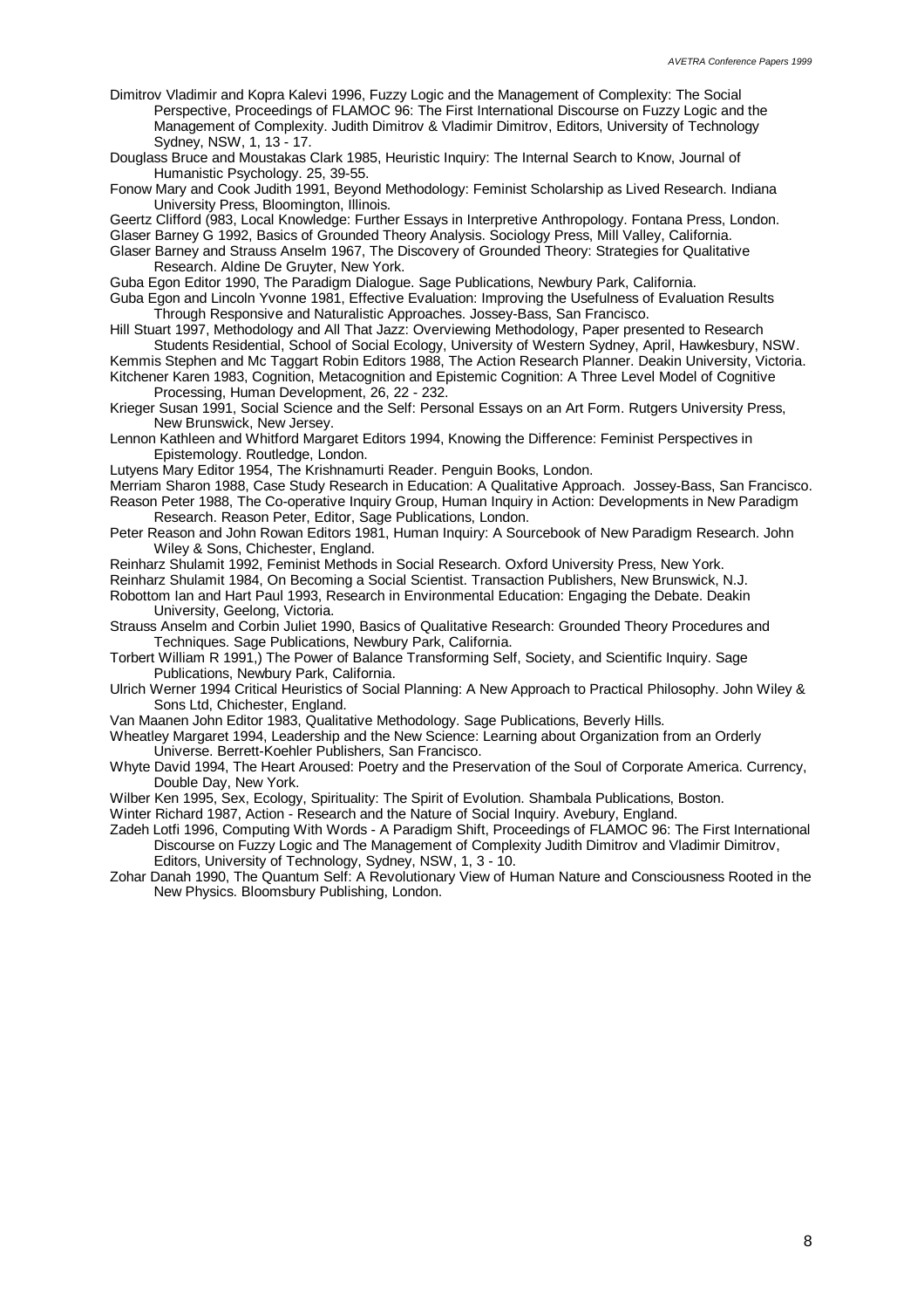Dimitrov Vladimir and Kopra Kalevi 1996, Fuzzy Logic and the Management of Complexity: The Social Perspective, Proceedings of FLAMOC 96: The First International Discourse on Fuzzy Logic and the Management of Complexity. Judith Dimitrov & Vladimir Dimitrov, Editors, University of Technology Sydney, NSW, 1, 13 - 17.

Douglass Bruce and Moustakas Clark 1985, Heuristic Inquiry: The Internal Search to Know, Journal of Humanistic Psychology. 25, 39-55.

Fonow Mary and Cook Judith 1991, Beyond Methodology: Feminist Scholarship as Lived Research. Indiana University Press, Bloomington, Illinois.

Geertz Clifford (983, Local Knowledge: Further Essays in Interpretive Anthropology. Fontana Press, London.

Glaser Barney G 1992, Basics of Grounded Theory Analysis. Sociology Press, Mill Valley, California.

Glaser Barney and Strauss Anselm 1967, The Discovery of Grounded Theory: Strategies for Qualitative Research. Aldine De Gruyter, New York.

Guba Egon Editor 1990, The Paradigm Dialogue. Sage Publications, Newbury Park, California.

Guba Egon and Lincoln Yvonne 1981, Effective Evaluation: Improving the Usefulness of Evaluation Results Through Responsive and Naturalistic Approaches. Jossey-Bass, San Francisco.

Hill Stuart 1997, Methodology and All That Jazz: Overviewing Methodology, Paper presented to Research Students Residential, School of Social Ecology, University of Western Sydney, April, Hawkesbury, NSW.

Kemmis Stephen and Mc Taggart Robin Editors 1988, The Action Research Planner. Deakin University, Victoria.

Kitchener Karen 1983, Cognition, Metacognition and Epistemic Cognition: A Three Level Model of Cognitive Processing, Human Development, 26, 22 - 232.

Krieger Susan 1991, Social Science and the Self: Personal Essays on an Art Form. Rutgers University Press, New Brunswick, New Jersey.

Lennon Kathleen and Whitford Margaret Editors 1994, Knowing the Difference: Feminist Perspectives in Epistemology. Routledge, London.

Lutyens Mary Editor 1954, The Krishnamurti Reader. Penguin Books, London.

Merriam Sharon 1988, Case Study Research in Education: A Qualitative Approach. Jossey-Bass, San Francisco.

Reason Peter 1988, The Co-operative Inquiry Group, Human Inquiry in Action: Developments in New Paradigm Research. Reason Peter, Editor, Sage Publications, London.

Peter Reason and John Rowan Editors 1981, Human Inquiry: A Sourcebook of New Paradigm Research. John Wiley & Sons, Chichester, England.

Reinharz Shulamit 1992, Feminist Methods in Social Research. Oxford University Press, New York.

Reinharz Shulamit 1984, On Becoming a Social Scientist. Transaction Publishers, New Brunswick, N.J.

Robottom Ian and Hart Paul 1993, Research in Environmental Education: Engaging the Debate. Deakin University, Geelong, Victoria.

Strauss Anselm and Corbin Juliet 1990, Basics of Qualitative Research: Grounded Theory Procedures and Techniques. Sage Publications, Newbury Park, California.

Torbert William R 1991,) The Power of Balance Transforming Self, Society, and Scientific Inquiry. Sage Publications, Newbury Park, California.

Ulrich Werner 1994 Critical Heuristics of Social Planning: A New Approach to Practical Philosophy. John Wiley & Sons Ltd, Chichester, England.

Van Maanen John Editor 1983, Qualitative Methodology. Sage Publications, Beverly Hills.

Wheatley Margaret 1994, Leadership and the New Science: Learning about Organization from an Orderly Universe. Berrett-Koehler Publishers, San Francisco.

Whyte David 1994, The Heart Aroused: Poetry and the Preservation of the Soul of Corporate America. Currency, Double Day, New York.

Wilber Ken 1995, Sex, Ecology, Spirituality: The Spirit of Evolution. Shambala Publications, Boston.

Winter Richard 1987, Action - Research and the Nature of Social Inquiry. Avebury, England.

Zadeh Lotfi 1996, Computing With Words - A Paradigm Shift, Proceedings of FLAMOC 96: The First International Discourse on Fuzzy Logic and The Management of Complexity Judith Dimitrov and Vladimir Dimitrov, Editors, University of Technology, Sydney, NSW, 1, 3 - 10.

Zohar Danah 1990, The Quantum Self: A Revolutionary View of Human Nature and Consciousness Rooted in the New Physics. Bloomsbury Publishing, London.